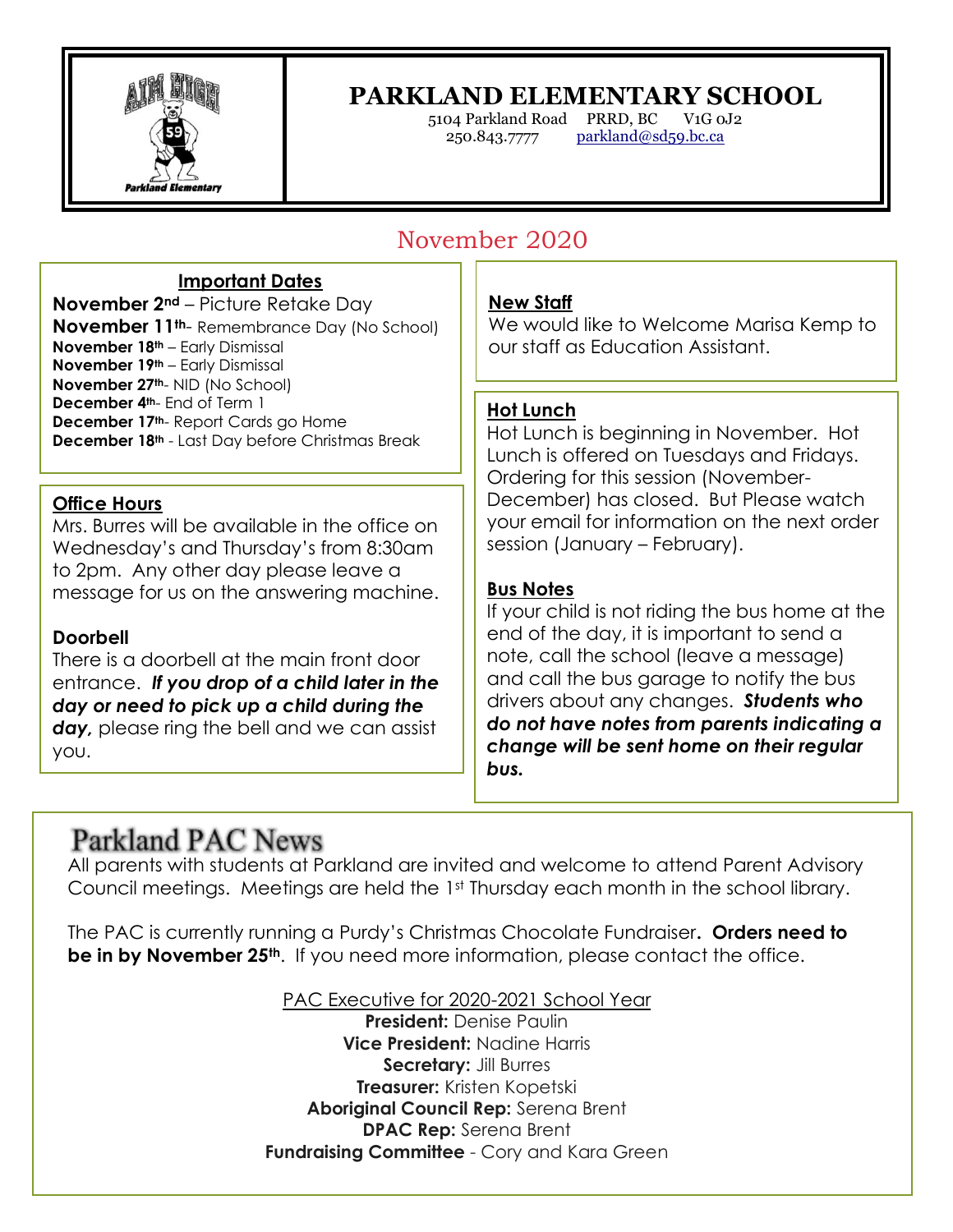# PARKLAND ELEMENTARY SCHOOL

5104 Parkland Road PRRD, BC V1G 0J2
250.843.7777 parkland@sd59.bc.ca

## November 2020

### Important Dates

**November 2nd** – Picture Retake Day
**November 11th**- Remembrance Day (No School)
**November 18th** – Early Dismissal
**November 19th** – Early Dismissal
**November 27th**- NID (No School)
**December 4th**- End of Term 1
**December 17th**- Report Cards go Home
**December 18th** - Last Day before Christmas Break

### Office Hours

Mrs. Burres will be available in the office on Wednesday's and Thursday's from 8:30am to 2pm. Any other day please leave a message for us on the answering machine.

### Doorbell

There is a doorbell at the main front door entrance. ***If you drop of a child later in the day or need to pick up a child during the day,*** please ring the bell and we can assist you.

### New Staff

We would like to Welcome Marisa Kemp to our staff as Education Assistant.

### Hot Lunch

Hot Lunch is beginning in November. Hot Lunch is offered on Tuesdays and Fridays. Ordering for this session (November-December) has closed. But Please watch your email for information on the next order session (January – February).

### Bus Notes

If your child is not riding the bus home at the end of the day, it is important to send a note, call the school (leave a message) and call the bus garage to notify the bus drivers about any changes. ***Students who do not have notes from parents indicating a change will be sent home on their regular bus.***

## Parkland PAC News

All parents with students at Parkland are invited and welcome to attend Parent Advisory Council meetings. Meetings are held the 1st Thursday each month in the school library.

The PAC is currently running a Purdy's Christmas Chocolate Fundraiser**. Orders need to be in by November 25th**. If you need more information, please contact the office.

PAC Executive for 2020-2021 School Year

**President:** Denise Paulin
**Vice President:** Nadine Harris
**Secretary:** Jill Burres
**Treasurer:** Kristen Kopetski
**Aboriginal Council Rep:** Serena Brent
**DPAC Rep:** Serena Brent
**Fundraising Committee** - Cory and Kara Green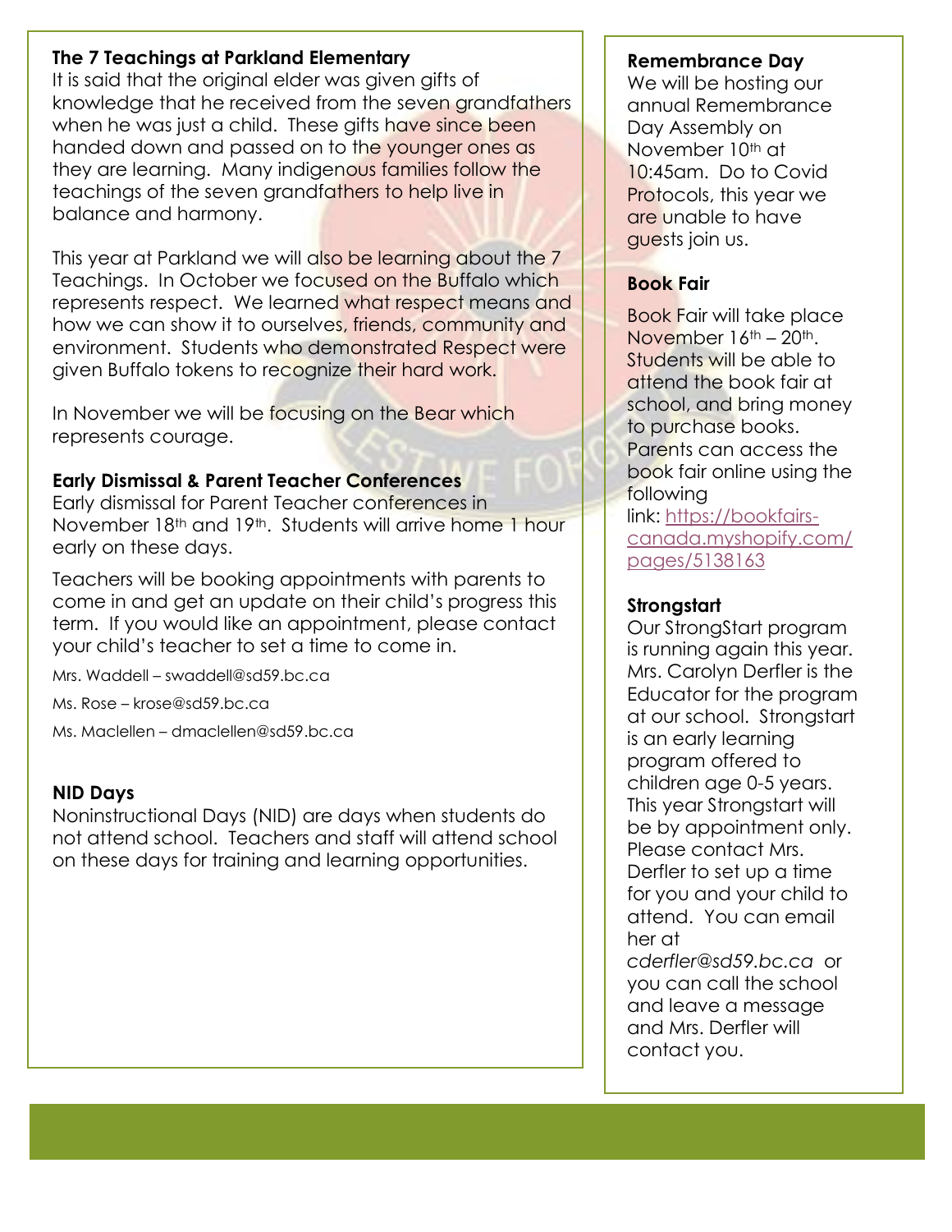### The 7 Teachings at Parkland Elementary

It is said that the original elder was given gifts of knowledge that he received from the seven grandfathers when he was just a child. These gifts have since been handed down and passed on to the younger ones as they are learning. Many indigenous families follow the teachings of the seven grandfathers to help live in balance and harmony.

This year at Parkland we will also be learning about the 7 Teachings. In October we focused on the Buffalo which represents respect. We learned what respect means and how we can show it to ourselves, friends, community and environment. Students who demonstrated Respect were given Buffalo tokens to recognize their hard work.

In November we will be focusing on the Bear which represents courage.

### Early Dismissal & Parent Teacher Conferences

Early dismissal for Parent Teacher conferences in November 18th and 19th. Students will arrive home 1 hour early on these days.

Teachers will be booking appointments with parents to come in and get an update on their child's progress this term. If you would like an appointment, please contact your child's teacher to set a time to come in.

Mrs. Waddell – swaddell@sd59.bc.ca

Ms. Rose – krose@sd59.bc.ca

Ms. Maclellen – dmaclellen@sd59.bc.ca

### NID Days

Noninstructional Days (NID) are days when students do not attend school. Teachers and staff will attend school on these days for training and learning opportunities.

### Remembrance Day

We will be hosting our annual Remembrance Day Assembly on November 10th at 10:45am. Do to Covid Protocols, this year we are unable to have guests join us.

### Book Fair

Book Fair will take place November 16th – 20th. Students will be able to attend the book fair at school, and bring money to purchase books. Parents can access the book fair online using the following link: https://bookfairs-canada.myshopify.com/pages/5138163

### Strongstart

Our StrongStart program is running again this year. Mrs. Carolyn Derfler is the Educator for the program at our school. Strongstart is an early learning program offered to children age 0-5 years. This year Strongstart will be by appointment only. Please contact Mrs. Derfler to set up a time for you and your child to attend. You can email her at *cderfler@sd59.bc.ca* or you can call the school and leave a message and Mrs. Derfler will contact you.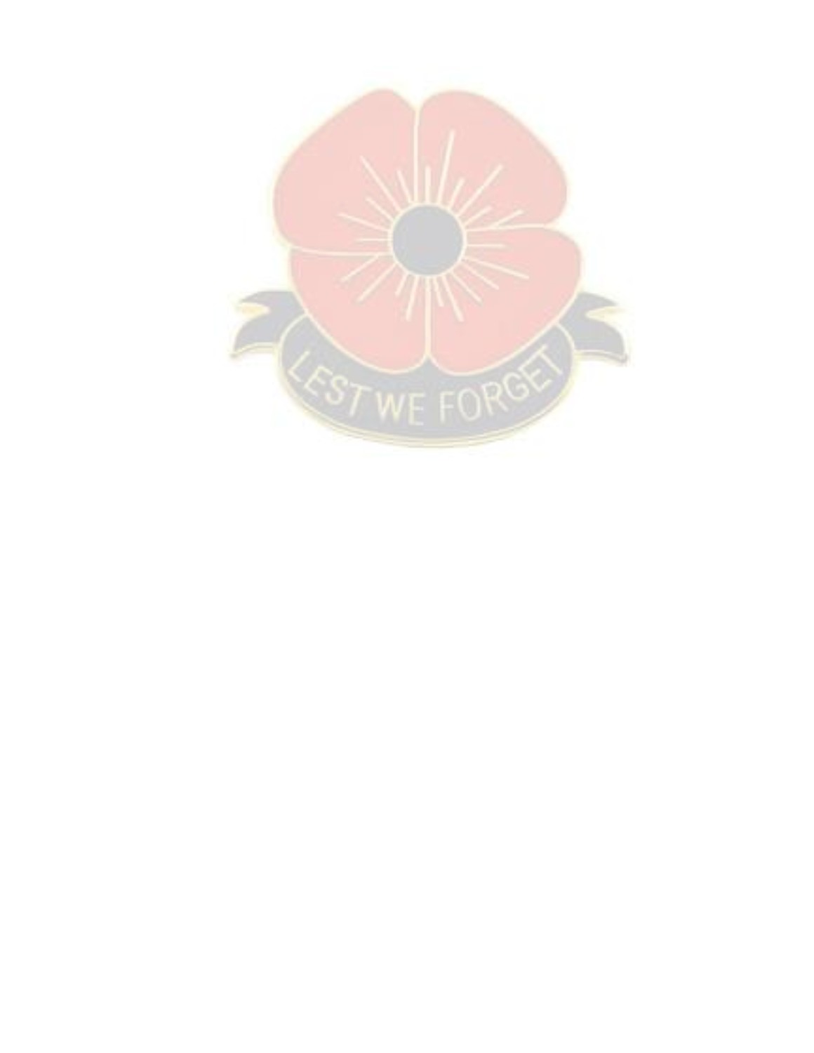LEST WE FORGET